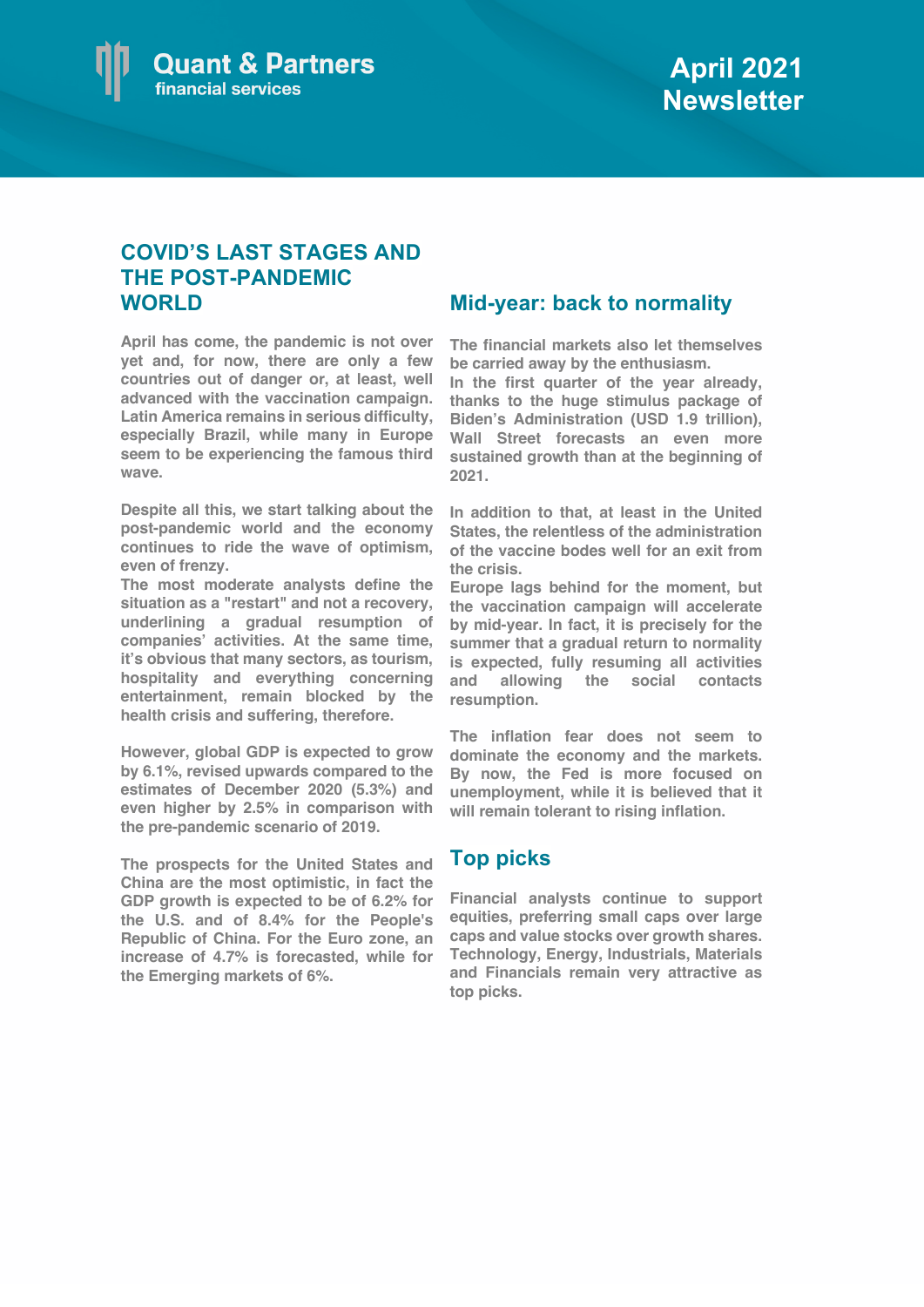Quant & Partners
financial services

# April 2021 Newsletter

## COVID'S LAST STAGES AND THE POST-PANDEMIC WORLD

**April has come, the pandemic is not over yet and, for now, there are only a few countries out of danger or, at least, well advanced with the vaccination campaign. Latin America remains in serious difficulty, especially Brazil, while many in Europe seem to be experiencing the famous third wave.**

**Despite all this, we start talking about the post-pandemic world and the economy continues to ride the wave of optimism, even of frenzy.**
**The most moderate analysts define the situation as a "restart" and not a recovery, underlining a gradual resumption of companies' activities. At the same time, it's obvious that many sectors, as tourism, hospitality and everything concerning entertainment, remain blocked by the health crisis and suffering, therefore.**

**However, global GDP is expected to grow by 6.1%, revised upwards compared to the estimates of December 2020 (5.3%) and even higher by 2.5% in comparison with the pre-pandemic scenario of 2019.**

**The prospects for the United States and China are the most optimistic, in fact the GDP growth is expected to be of 6.2% for the U.S. and of 8.4% for the People's Republic of China. For the Euro zone, an increase of 4.7% is forecasted, while for the Emerging markets of 6%.**

## Mid-year: back to normality

**The financial markets also let themselves be carried away by the enthusiasm.**
**In the first quarter of the year already, thanks to the huge stimulus package of Biden's Administration (USD 1.9 trillion), Wall Street forecasts an even more sustained growth than at the beginning of 2021.**

**In addition to that, at least in the United States, the relentless of the administration of the vaccine bodes well for an exit from the crisis.**
**Europe lags behind for the moment, but the vaccination campaign will accelerate by mid-year. In fact, it is precisely for the summer that a gradual return to normality is expected, fully resuming all activities and allowing the social contacts resumption.**

**The inflation fear does not seem to dominate the economy and the markets. By now, the Fed is more focused on unemployment, while it is believed that it will remain tolerant to rising inflation.**

## Top picks

**Financial analysts continue to support equities, preferring small caps over large caps and value stocks over growth shares. Technology, Energy, Industrials, Materials and Financials remain very attractive as top picks.**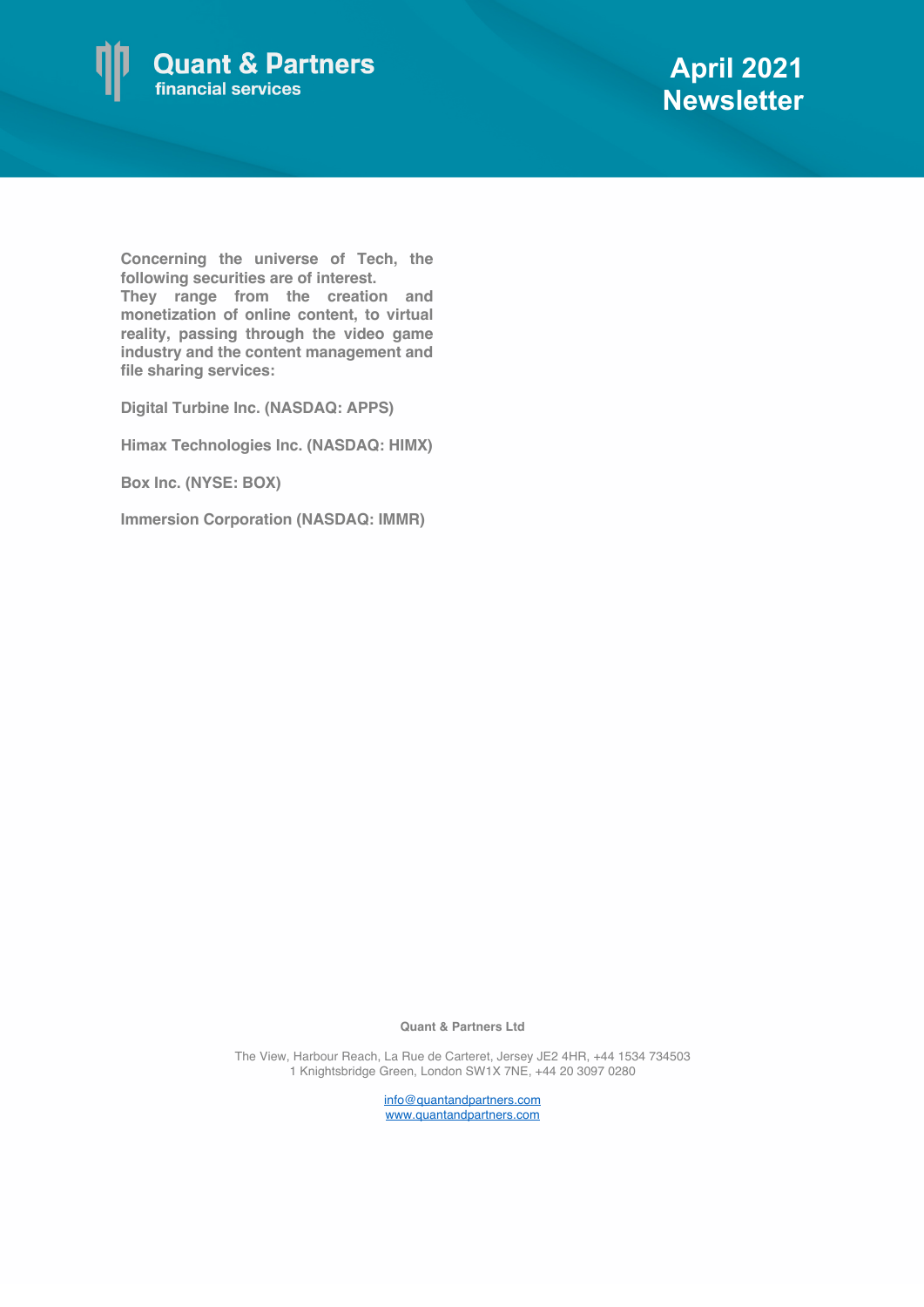**Concerning the universe of Tech, the following securities are of interest. They range from the creation and monetization of online content, to virtual reality, passing through the video game industry and the content management and file sharing services:**

**Digital Turbine Inc. (NASDAQ: APPS)**

**Himax Technologies Inc. (NASDAQ: HIMX)**

**Box Inc. (NYSE: BOX)**

**Immersion Corporation (NASDAQ: IMMR)**

**Quant & Partners Ltd**

The View, Harbour Reach, La Rue de Carteret, Jersey JE2 4HR, +44 1534 734503
1 Knightsbridge Green, London SW1X 7NE, +44 20 3097 0280

info@quantandpartners.com
www.quantandpartners.com